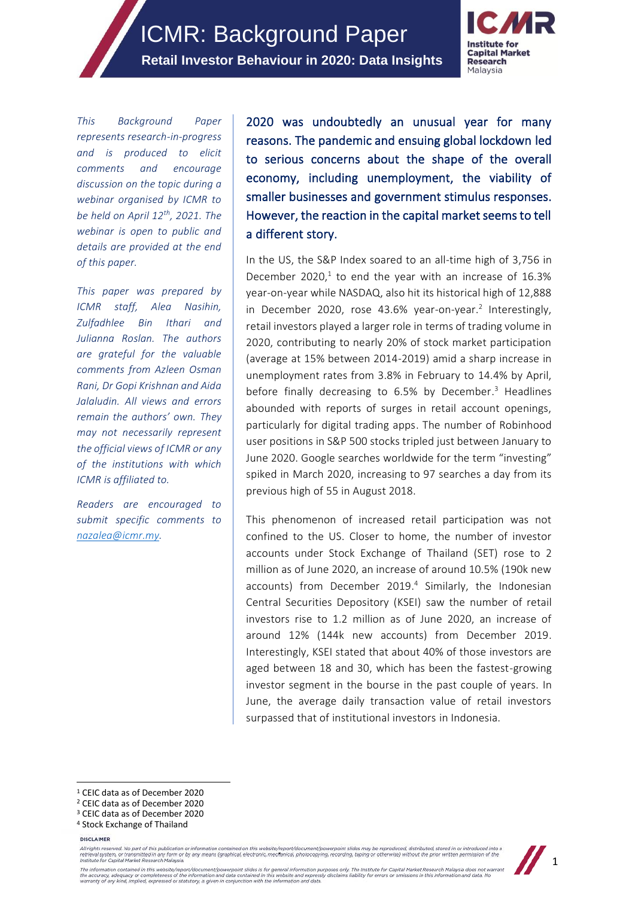# ICMR: Background Paper

## Retail Investor Behaviour in 2020: Data Insights

*This Background Paper represents research-in-progress and is produced to elicit comments and encourage discussion on the topic during a webinar organised by ICMR to be held on April 12th, 2021. The webinar is open to public and details are provided at the end of this paper.*

*This paper was prepared by ICMR staff, Alea Nasihin, Zulfadhlee Bin Ithari and Julianna Roslan. The authors are grateful for the valuable comments from Azleen Osman Rani, Dr Gopi Krishnan and Aida Jalaludin. All views and errors remain the authors' own. They may not necessarily represent the official views of ICMR or any of the institutions with which ICMR is affiliated to.*

*Readers are encouraged to submit specific comments to nazalea@icmr.my.*

2020 was undoubtedly an unusual year for many reasons. The pandemic and ensuing global lockdown led to serious concerns about the shape of the overall economy, including unemployment, the viability of smaller businesses and government stimulus responses. However, the reaction in the capital market seems to tell a different story.

In the US, the S&P Index soared to an all-time high of 3,756 in December 2020,[1] to end the year with an increase of 16.3% year-on-year while NASDAQ, also hit its historical high of 12,888 in December 2020, rose 43.6% year-on-year.[2] Interestingly, retail investors played a larger role in terms of trading volume in 2020, contributing to nearly 20% of stock market participation (average at 15% between 2014-2019) amid a sharp increase in unemployment rates from 3.8% in February to 14.4% by April, before finally decreasing to 6.5% by December.[3] Headlines abounded with reports of surges in retail account openings, particularly for digital trading apps. The number of Robinhood user positions in S&P 500 stocks tripled just between January to June 2020. Google searches worldwide for the term "investing" spiked in March 2020, increasing to 97 searches a day from its previous high of 55 in August 2018.

This phenomenon of increased retail participation was not confined to the US. Closer to home, the number of investor accounts under Stock Exchange of Thailand (SET) rose to 2 million as of June 2020, an increase of around 10.5% (190k new accounts) from December 2019.[4] Similarly, the Indonesian Central Securities Depository (KSEI) saw the number of retail investors rise to 1.2 million as of June 2020, an increase of around 12% (144k new accounts) from December 2019. Interestingly, KSEI stated that about 40% of those investors are aged between 18 and 30, which has been the fastest-growing investor segment in the bourse in the past couple of years. In June, the average daily transaction value of retail investors surpassed that of institutional investors in Indonesia.

---

[1] CEIC data as of December 2020
[2] CEIC data as of December 2020
[3] CEIC data as of December 2020
[4] Stock Exchange of Thailand

**DISCLAIMER**

All rights reserved. No part of this publication or information contained on this website/report/document/powerpoint slides may be reproduced, distributed, stored in or introduced into a retrieval system, or transmitted in any form or by any means (graphical, electronic, mechanical, photocopying, recording, taping or otherwise) without the prior written permission of the Institute for Capital Market Research Malaysia.

The information contained in this website/report/document/powerpoint slides is for general information purposes only. The Institute for Capital Market Research Malaysia does not warrant the accuracy, adequacy or completeness of the information and data contained in this website and expressly disclaims liability for errors or omissions in this information and data. No warranty of any kind, implied, expressed or statutory, is given in conjunction with the information and data.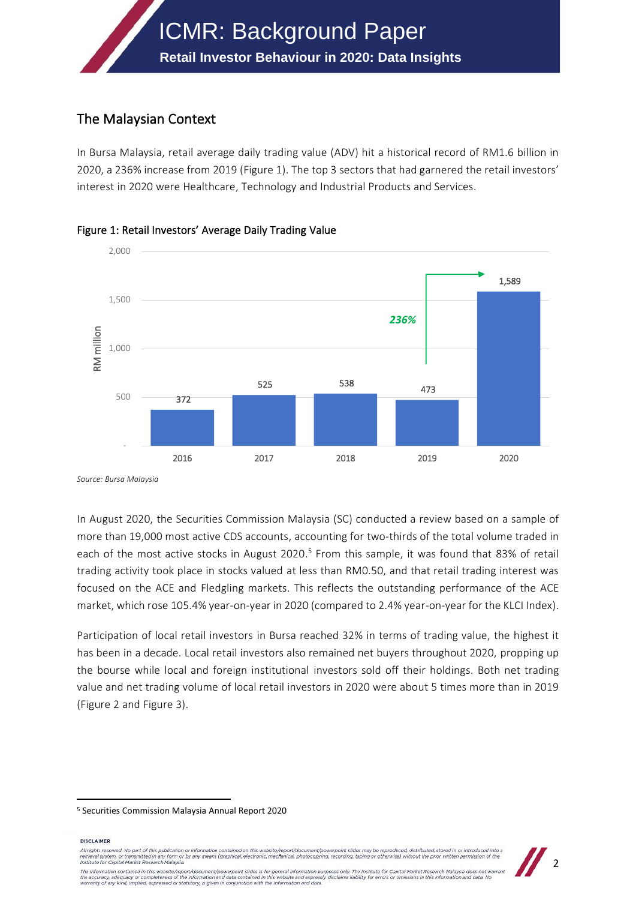## The Malaysian Context

In Bursa Malaysia, retail average daily trading value (ADV) hit a historical record of RM1.6 billion in 2020, a 236% increase from 2019 (Figure 1). The top 3 sectors that had garnered the retail investors' interest in 2020 were Healthcare, Technology and Industrial Products and Services.

Figure 1: Retail Investors' Average Daily Trading Value

| Year | RM million |
|---|---|
| 2016 | 372 |
| 2017 | 525 |
| 2018 | 538 |
| 2019 | 473 |
| 2020 | 1,589 |

*236%*

*Source: Bursa Malaysia*

In August 2020, the Securities Commission Malaysia (SC) conducted a review based on a sample of more than 19,000 most active CDS accounts, accounting for two-thirds of the total volume traded in each of the most active stocks in August 2020.[5] From this sample, it was found that 83% of retail trading activity took place in stocks valued at less than RM0.50, and that retail trading interest was focused on the ACE and Fledgling markets. This reflects the outstanding performance of the ACE market, which rose 105.4% year-on-year in 2020 (compared to 2.4% year-on-year for the KLCI Index).

Participation of local retail investors in Bursa reached 32% in terms of trading value, the highest it has been in a decade. Local retail investors also remained net buyers throughout 2020, propping up the bourse while local and foreign institutional investors sold off their holdings. Both net trading value and net trading volume of local retail investors in 2020 were about 5 times more than in 2019 (Figure 2 and Figure 3).

[5] Securities Commission Malaysia Annual Report 2020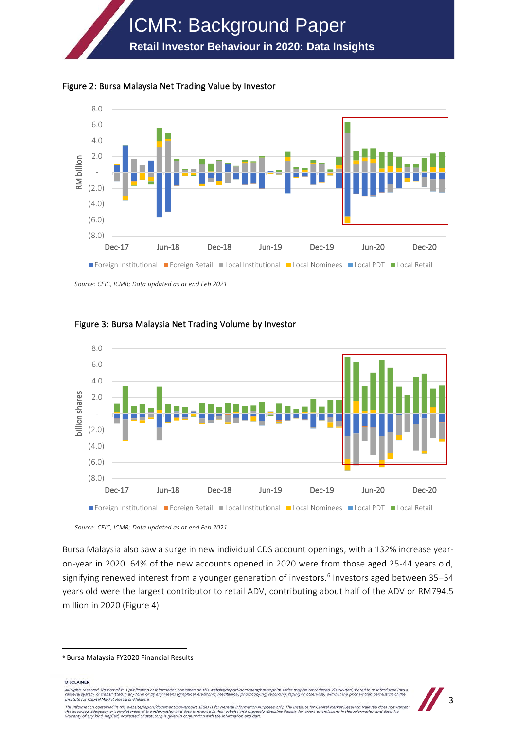Figure 2: Bursa Malaysia Net Trading Value by Investor

*Source: CEIC, ICMR; Data updated as at end Feb 2021*

Figure 3: Bursa Malaysia Net Trading Volume by Investor

*Source: CEIC, ICMR; Data updated as at end Feb 2021*

Bursa Malaysia also saw a surge in new individual CDS account openings, with a 132% increase year-on-year in 2020. 64% of the new accounts opened in 2020 were from those aged 25-44 years old, signifying renewed interest from a younger generation of investors.[6] Investors aged between 35–54 years old were the largest contributor to retail ADV, contributing about half of the ADV or RM794.5 million in 2020 (Figure 4).

[6] Bursa Malaysia FY2020 Financial Results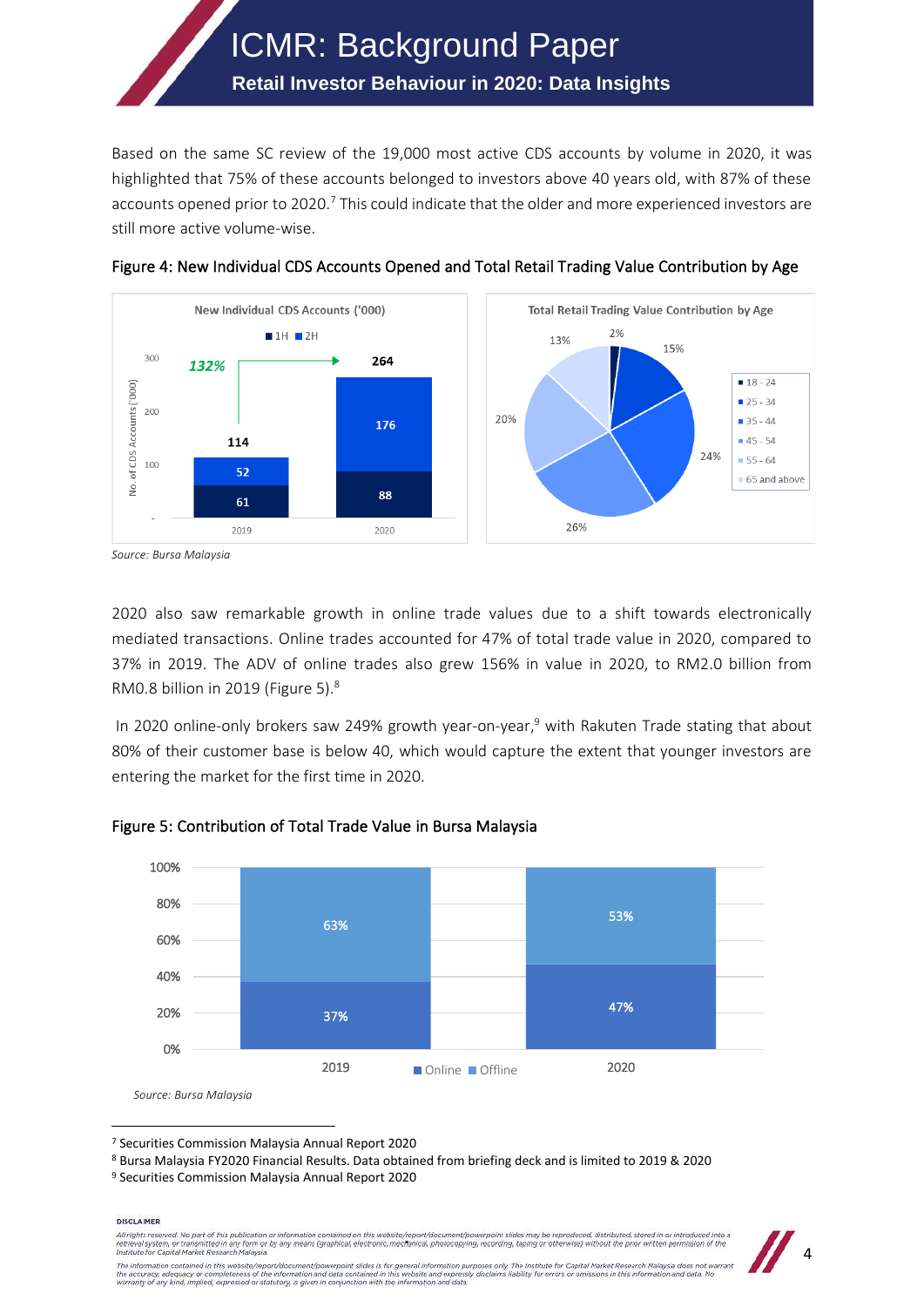Based on the same SC review of the 19,000 most active CDS accounts by volume in 2020, it was highlighted that 75% of these accounts belonged to investors above 40 years old, with 87% of these accounts opened prior to 2020.[7] This could indicate that the older and more experienced investors are still more active volume-wise.

Figure 4: New Individual CDS Accounts Opened and Total Retail Trading Value Contribution by Age

**New Individual CDS Accounts ('000)**

| Year | 1H | 2H | Total |
|---|---|---|---|
| 2019 | 61 | 52 | 114 |
| 2020 | 88 | 176 | 264 |

Growth: 132%

**Total Retail Trading Value Contribution by Age**

| Age | Contribution |
|---|---|
| 18 - 24 | 2% |
| 25 - 34 | 15% |
| 35 - 44 | 24% |
| 45 - 54 | 26% |
| 55 - 64 | 20% |
| 65 and above | 13% |

*Source: Bursa Malaysia*

2020 also saw remarkable growth in online trade values due to a shift towards electronically mediated transactions. Online trades accounted for 47% of total trade value in 2020, compared to 37% in 2019. The ADV of online trades also grew 156% in value in 2020, to RM2.0 billion from RM0.8 billion in 2019 (Figure 5).[8]

In 2020 online-only brokers saw 249% growth year-on-year,[9] with Rakuten Trade stating that about 80% of their customer base is below 40, which would capture the extent that younger investors are entering the market for the first time in 2020.

Figure 5: Contribution of Total Trade Value in Bursa Malaysia

| Year | Online | Offline |
|---|---|---|
| 2019 | 37% | 63% |
| 2020 | 47% | 53% |

*Source: Bursa Malaysia*

---

[7] Securities Commission Malaysia Annual Report 2020

[8] Bursa Malaysia FY2020 Financial Results. Data obtained from briefing deck and is limited to 2019 & 2020

[9] Securities Commission Malaysia Annual Report 2020

**DISCLAIMER**

All rights reserved. No part of this publication or information contained on this website/report/document/powerpoint slides may be reproduced, distributed, stored in or introduced into a retrieval system, or transmitted in any form or by any means (graphical, electronic, mechanical, photocopying, recording, taping or otherwise) without the prior written permission of the Institute for Capital Market Research Malaysia.

The information contained in this website/report/document/powerpoint slides is for general information purposes only. The Institute for Capital Market Research Malaysia does not warrant the accuracy, adequacy or completeness of the information and data contained in this website and expressly disclaims liability for errors or omissions in this information and data. No warranty of any kind, implied, expressed or statutory, is given in conjunction with the information and data.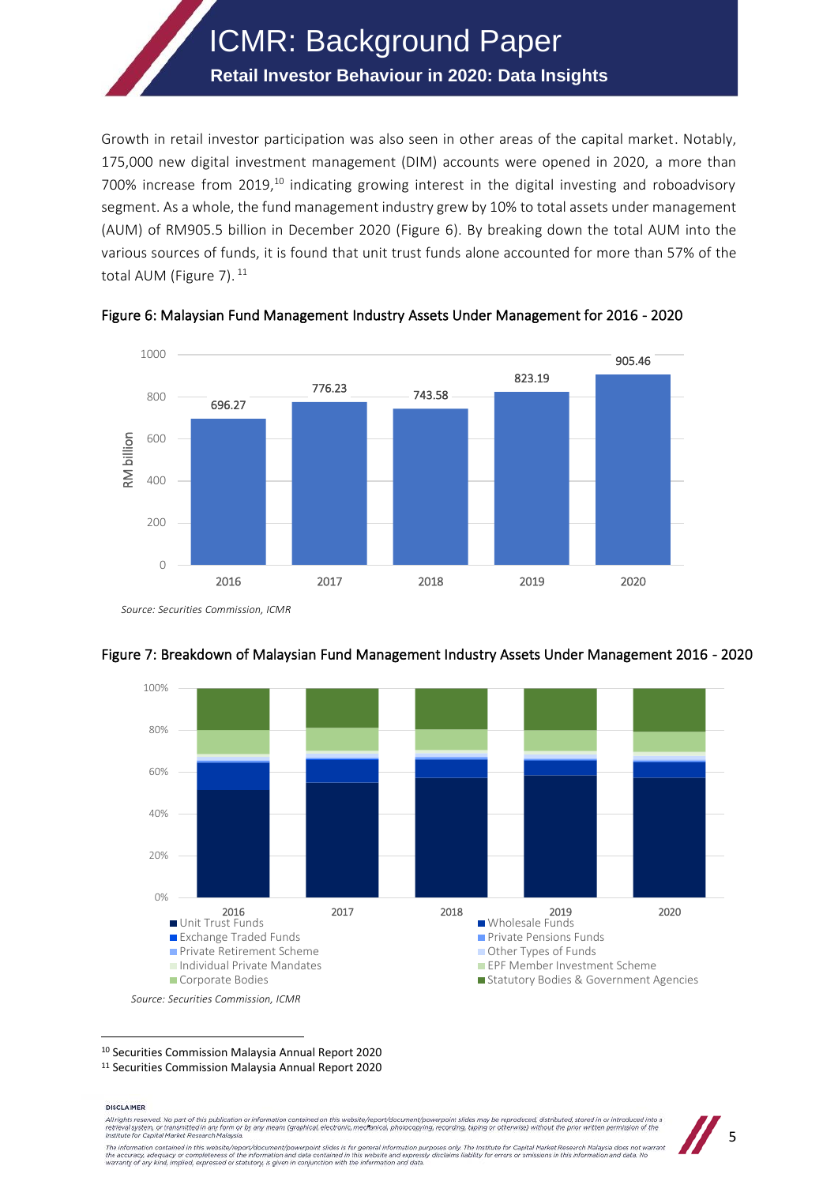Growth in retail investor participation was also seen in other areas of the capital market. Notably, 175,000 new digital investment management (DIM) accounts were opened in 2020, a more than 700% increase from 2019,[10] indicating growing interest in the digital investing and roboadvisory segment. As a whole, the fund management industry grew by 10% to total assets under management (AUM) of RM905.5 billion in December 2020 (Figure 6). By breaking down the total AUM into the various sources of funds, it is found that unit trust funds alone accounted for more than 57% of the total AUM (Figure 7).[11]

**Figure 6: Malaysian Fund Management Industry Assets Under Management for 2016 - 2020**

| Year | RM billion |
|---|---|
| 2016 | 696.27 |
| 2017 | 776.23 |
| 2018 | 743.58 |
| 2019 | 823.19 |
| 2020 | 905.46 |

*Source: Securities Commission, ICMR*

**Figure 7: Breakdown of Malaysian Fund Management Industry Assets Under Management 2016 - 2020**

Legend: Unit Trust Funds; Wholesale Funds; Exchange Traded Funds; Private Pensions Funds; Private Retirement Scheme; Other Types of Funds; Individual Private Mandates; EPF Member Investment Scheme; Corporate Bodies; Statutory Bodies & Government Agencies

*Source: Securities Commission, ICMR*

---

[10] Securities Commission Malaysia Annual Report 2020

[11] Securities Commission Malaysia Annual Report 2020

**DISCLAIMER**

All rights reserved. No part of this publication or information contained on this website/report/document/powerpoint slides may be reproduced, distributed, stored in or introduced into a retrieval system, or transmitted in any form or by any means (graphical, electronic, mechanical, photocopying, recording, taping or otherwise) without the prior written permission of the Institute for Capital Market Research Malaysia.

The information contained in this website/report/document/powerpoint slides is for general information purposes only. The Institute for Capital Market Research Malaysia does not warrant the accuracy, adequacy or completeness of the information and data contained in this website and expressly disclaims liability for errors or omissions in this information and data. No warranty of any kind, implied, expressed or statutory, is given in conjunction with the information and data.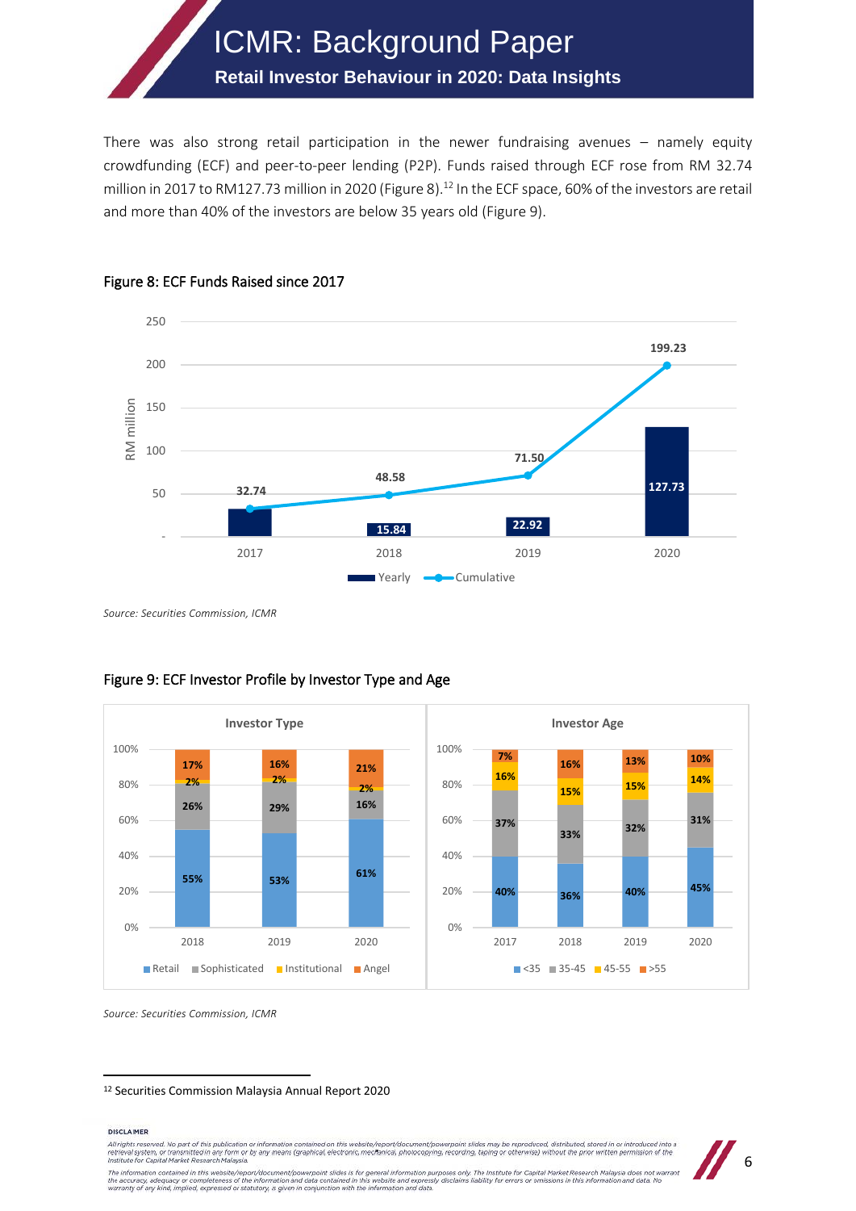There was also strong retail participation in the newer fundraising avenues – namely equity crowdfunding (ECF) and peer-to-peer lending (P2P). Funds raised through ECF rose from RM 32.74 million in 2017 to RM127.73 million in 2020 (Figure 8).[12] In the ECF space, 60% of the investors are retail and more than 40% of the investors are below 35 years old (Figure 9).

Figure 8: ECF Funds Raised since 2017

| RM million | 2017 | 2018 | 2019 | 2020 |
| --- | --- | --- | --- | --- |
| Yearly | 32.74 | 15.84 | 22.92 | 127.73 |
| Cumulative | 32.74 | 48.58 | 71.50 | 199.23 |

*Source: Securities Commission, ICMR*

Figure 9: ECF Investor Profile by Investor Type and Age

**Investor Type**

| | 2018 | 2019 | 2020 |
| --- | --- | --- | --- |
| Retail | 55% | 53% | 61% |
| Sophisticated | 26% | 29% | 16% |
| Institutional | 2% | 2% | 2% |
| Angel | 17% | 16% | 21% |

**Investor Age**

| | 2017 | 2018 | 2019 | 2020 |
| --- | --- | --- | --- | --- |
| <35 | 40% | 36% | 40% | 45% |
| 35-45 | 37% | 33% | 32% | 31% |
| 45-55 | 16% | 15% | 15% | 14% |
| >55 | 7% | 16% | 13% | 10% |

*Source: Securities Commission, ICMR*

---

[12] Securities Commission Malaysia Annual Report 2020

**DISCLAIMER**

All rights reserved. No part of this publication or information contained on this website/report/document/powerpoint slides may be reproduced, distributed, stored in or introduced into a retrieval system, or transmitted in any form or by any means (graphical, electronic, mechanical, photocopying, recording, taping or otherwise) without the prior written permission of the Institute for Capital Market Research Malaysia.

The information contained in this website/report/document/powerpoint slides is for general information purposes only. The Institute for Capital Market Research Malaysia does not warrant the accuracy, adequacy or completeness of the information and data contained in this website and expressly disclaims liability for errors or omissions in this information and data. No warranty of any kind, implied, expressed or statutory, is given in conjunction with the information and data.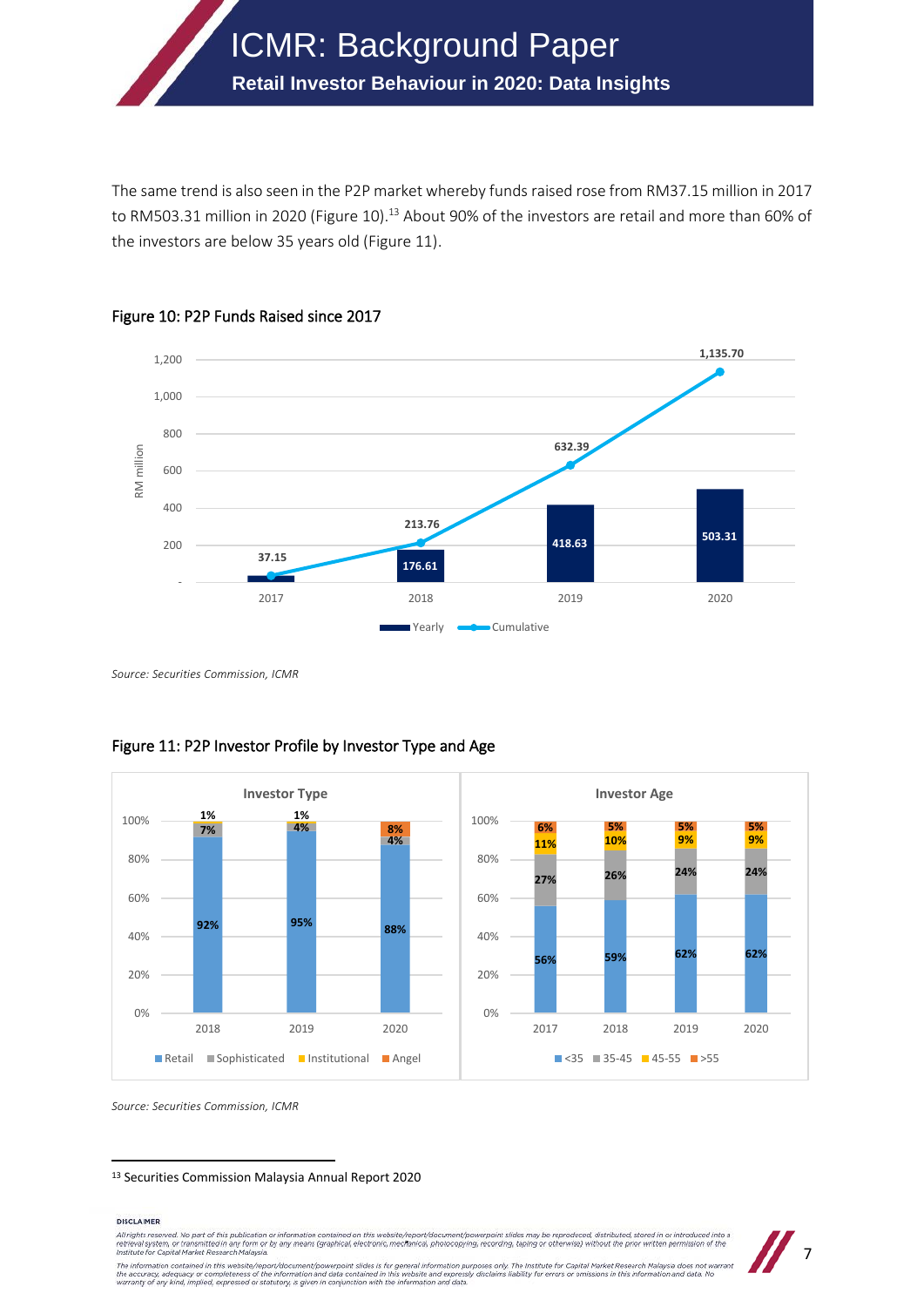The same trend is also seen in the P2P market whereby funds raised rose from RM37.15 million in 2017 to RM503.31 million in 2020 (Figure 10).[13] About 90% of the investors are retail and more than 60% of the investors are below 35 years old (Figure 11).

Figure 10: P2P Funds Raised since 2017

| Year | Yearly (RM million) | Cumulative (RM million) |
|---|---|---|
| 2017 | 37.15 | 37.15 |
| 2018 | 176.61 | 213.76 |
| 2019 | 418.63 | 632.39 |
| 2020 | 503.31 | 1,135.70 |

*Source: Securities Commission, ICMR*

Figure 11: P2P Investor Profile by Investor Type and Age

**Investor Type**

| Year | Retail | Sophisticated | Institutional | Angel |
|---|---|---|---|---|
| 2018 | 92% | 7% | 1% | |
| 2019 | 95% | 4% | 1% | |
| 2020 | 88% | 4% | | 8% |

**Investor Age**

| Year | <35 | 35-45 | 45-55 | >55 |
|---|---|---|---|---|
| 2017 | 56% | 27% | 11% | 6% |
| 2018 | 59% | 26% | 10% | 5% |
| 2019 | 62% | 24% | 9% | 5% |
| 2020 | 62% | 24% | 9% | 5% |

*Source: Securities Commission, ICMR*

[13] Securities Commission Malaysia Annual Report 2020

DISCLAIMER

All rights reserved. No part of this publication or information contained on this website/report/document/powerpoint slides may be reproduced, distributed, stored in or introduced into a retrieval system, or transmitted in any form or by any means (graphical, electronic, mechanical, photocopying, recording, taping or otherwise) without the prior written permission of the Institute for Capital Market Research Malaysia.

The information contained in this website/report/document/powerpoint slides is for general information purposes only. The Institute for Capital Market Research Malaysia does not warrant the accuracy, adequacy or completeness of the information and data contained in this website and expressly disclaims liability for errors or omissions in this information and data. No warranty of any kind, implied, expressed or statutory, is given in conjunction with the information and data.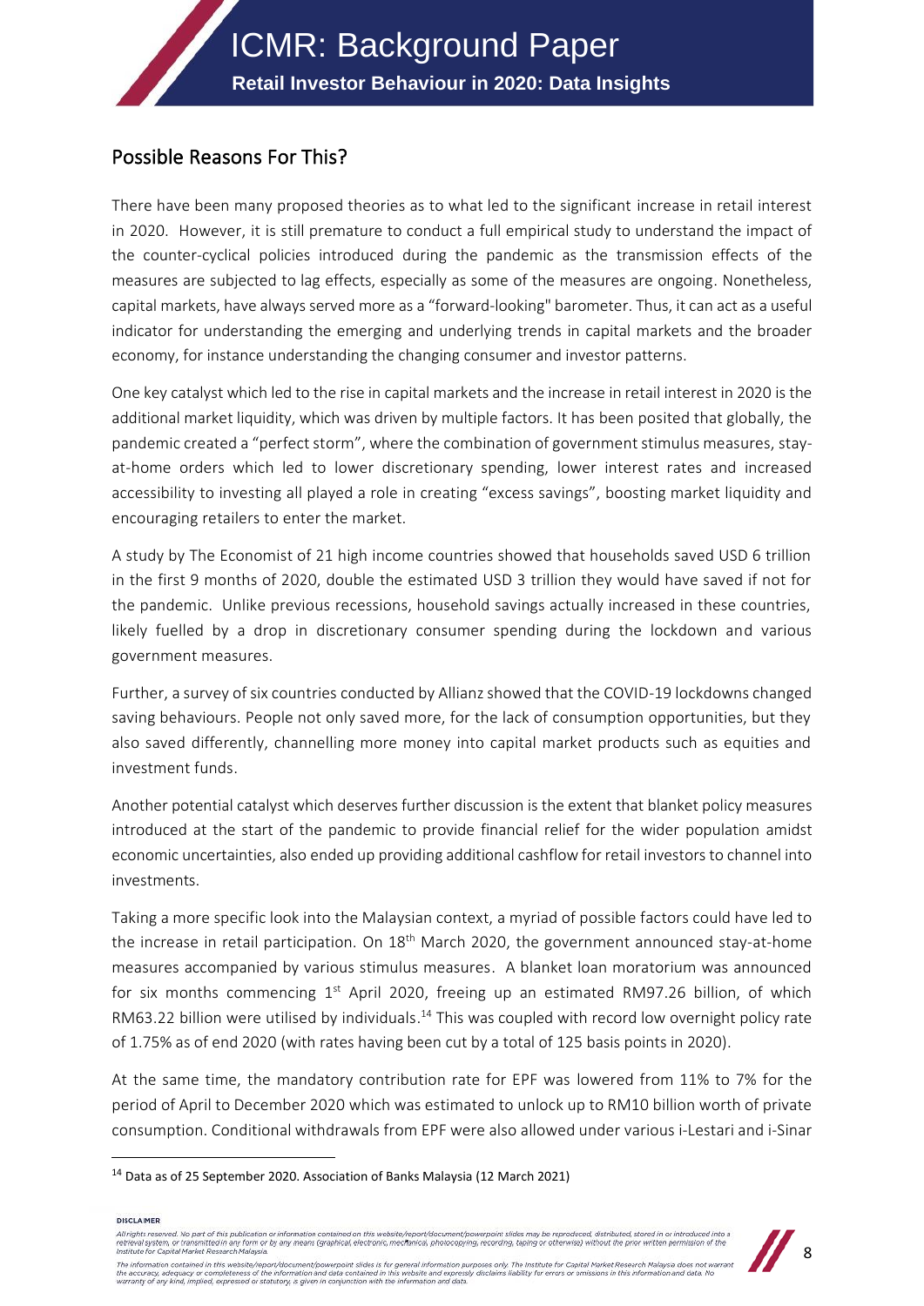## Possible Reasons For This?

There have been many proposed theories as to what led to the significant increase in retail interest in 2020. However, it is still premature to conduct a full empirical study to understand the impact of the counter-cyclical policies introduced during the pandemic as the transmission effects of the measures are subjected to lag effects, especially as some of the measures are ongoing. Nonetheless, capital markets, have always served more as a "forward-looking" barometer. Thus, it can act as a useful indicator for understanding the emerging and underlying trends in capital markets and the broader economy, for instance understanding the changing consumer and investor patterns.

One key catalyst which led to the rise in capital markets and the increase in retail interest in 2020 is the additional market liquidity, which was driven by multiple factors. It has been posited that globally, the pandemic created a "perfect storm", where the combination of government stimulus measures, stay-at-home orders which led to lower discretionary spending, lower interest rates and increased accessibility to investing all played a role in creating "excess savings", boosting market liquidity and encouraging retailers to enter the market.

A study by The Economist of 21 high income countries showed that households saved USD 6 trillion in the first 9 months of 2020, double the estimated USD 3 trillion they would have saved if not for the pandemic. Unlike previous recessions, household savings actually increased in these countries, likely fuelled by a drop in discretionary consumer spending during the lockdown and various government measures.

Further, a survey of six countries conducted by Allianz showed that the COVID-19 lockdowns changed saving behaviours. People not only saved more, for the lack of consumption opportunities, but they also saved differently, channelling more money into capital market products such as equities and investment funds.

Another potential catalyst which deserves further discussion is the extent that blanket policy measures introduced at the start of the pandemic to provide financial relief for the wider population amidst economic uncertainties, also ended up providing additional cashflow for retail investors to channel into investments.

Taking a more specific look into the Malaysian context, a myriad of possible factors could have led to the increase in retail participation. On 18th March 2020, the government announced stay-at-home measures accompanied by various stimulus measures. A blanket loan moratorium was announced for six months commencing 1st April 2020, freeing up an estimated RM97.26 billion, of which RM63.22 billion were utilised by individuals.[14] This was coupled with record low overnight policy rate of 1.75% as of end 2020 (with rates having been cut by a total of 125 basis points in 2020).

At the same time, the mandatory contribution rate for EPF was lowered from 11% to 7% for the period of April to December 2020 which was estimated to unlock up to RM10 billion worth of private consumption. Conditional withdrawals from EPF were also allowed under various i-Lestari and i-Sinar

---

[14] Data as of 25 September 2020. Association of Banks Malaysia (12 March 2021)

**DISCLAIMER**

All rights reserved. No part of this publication or information contained on this website/report/document/powerpoint slides may be reproduced, distributed, stored in or introduced into a retrieval system, or transmitted in any form or by any means (graphical, electronic, mechanical, photocopying, recording, taping or otherwise) without the prior written permission of the Institute for Capital Market Research Malaysia.

The information contained in this website/report/document/powerpoint slides is for general information purposes only. The Institute for Capital Market Research Malaysia does not warrant the accuracy, adequacy or completeness of the information and data contained in this website and expressly disclaims liability for errors or omissions in this information and data. No warranty of any kind, implied, expressed or statutory, is given in conjunction with the information and data.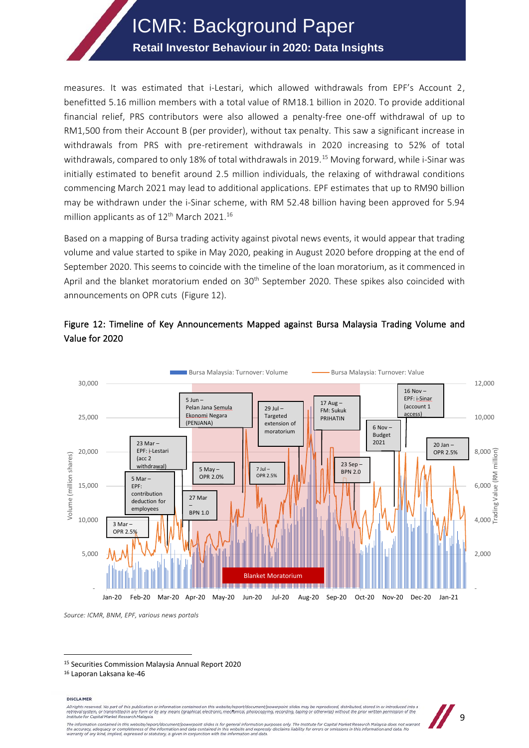measures. It was estimated that i-Lestari, which allowed withdrawals from EPF's Account 2, benefitted 5.16 million members with a total value of RM18.1 billion in 2020. To provide additional financial relief, PRS contributors were also allowed a penalty-free one-off withdrawal of up to RM1,500 from their Account B (per provider), without tax penalty. This saw a significant increase in withdrawals from PRS with pre-retirement withdrawals in 2020 increasing to 52% of total withdrawals, compared to only 18% of total withdrawals in 2019.[15] Moving forward, while i-Sinar was initially estimated to benefit around 2.5 million individuals, the relaxing of withdrawal conditions commencing March 2021 may lead to additional applications. EPF estimates that up to RM90 billion may be withdrawn under the i-Sinar scheme, with RM 52.48 billion having been approved for 5.94 million applicants as of 12th March 2021.[16]

Based on a mapping of Bursa trading activity against pivotal news events, it would appear that trading volume and value started to spike in May 2020, peaking in August 2020 before dropping at the end of September 2020. This seems to coincide with the timeline of the loan moratorium, as it commenced in April and the blanket moratorium ended on 30th September 2020. These spikes also coincided with announcements on OPR cuts (Figure 12).

**Figure 12: Timeline of Key Announcements Mapped against Bursa Malaysia Trading Volume and Value for 2020**

*Source: ICMR, BNM, EPF, various news portals*

---

[15] Securities Commission Malaysia Annual Report 2020

[16] Laporan Laksana ke-46

**DISCLAIMER**

All rights reserved. No part of this publication or information contained on this website/report/document/powerpoint slides may be reproduced, distributed, stored in or introduced into a retrieval system, or transmitted in any form or by any means (graphical, electronic, mechanical, photocopying, recording, taping or otherwise) without the prior written permission of the Institute for Capital Market Research Malaysia.

The information contained in this website/report/document/powerpoint slides is for general information purposes only. The Institute for Capital Market Research Malaysia does not warrant the accuracy, adequacy or completeness of the information and data contained in this website and expressly disclaims liability for errors or omissions in this information and data. No warranty of any kind, implied, expressed or statutory, is given in conjunction with the information and data.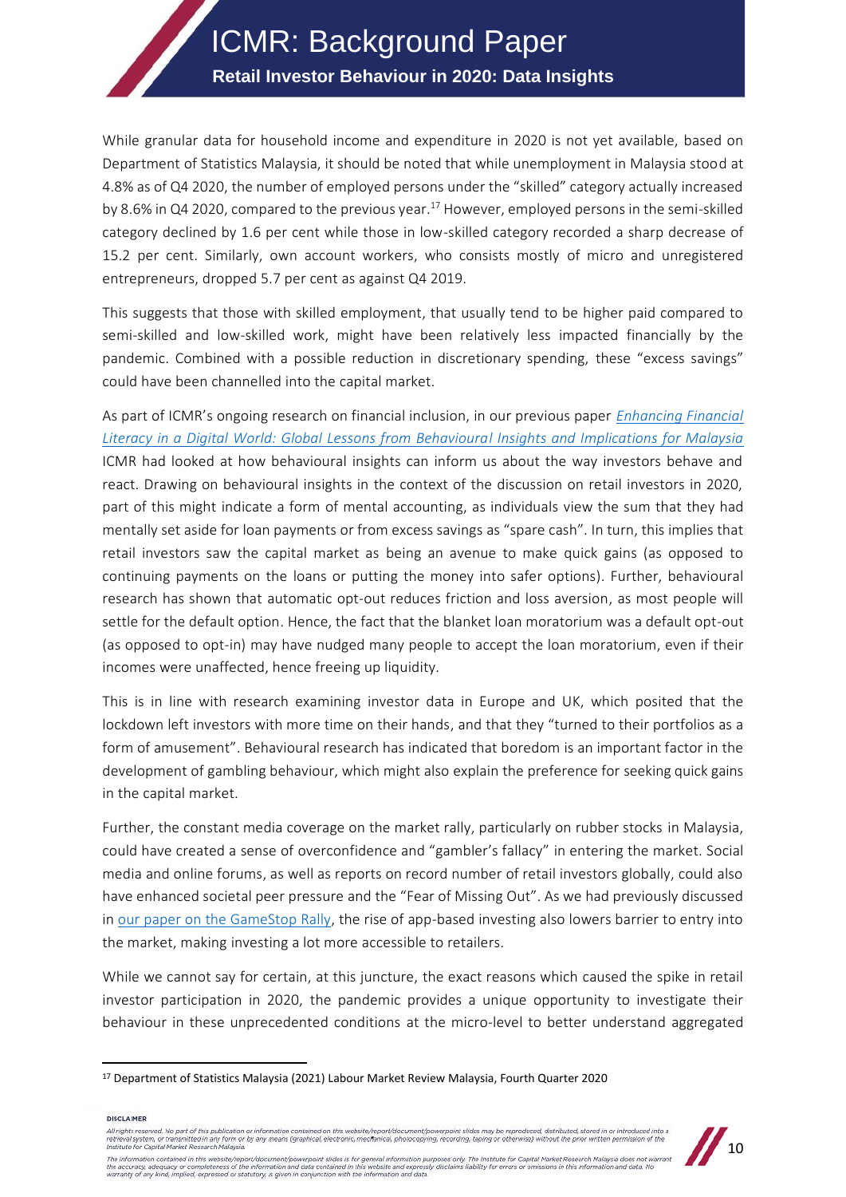While granular data for household income and expenditure in 2020 is not yet available, based on Department of Statistics Malaysia, it should be noted that while unemployment in Malaysia stood at 4.8% as of Q4 2020, the number of employed persons under the "skilled" category actually increased by 8.6% in Q4 2020, compared to the previous year.[17] However, employed persons in the semi-skilled category declined by 1.6 per cent while those in low-skilled category recorded a sharp decrease of 15.2 per cent. Similarly, own account workers, who consists mostly of micro and unregistered entrepreneurs, dropped 5.7 per cent as against Q4 2019.

This suggests that those with skilled employment, that usually tend to be higher paid compared to semi-skilled and low-skilled work, might have been relatively less impacted financially by the pandemic. Combined with a possible reduction in discretionary spending, these "excess savings" could have been channelled into the capital market.

As part of ICMR's ongoing research on financial inclusion, in our previous paper *Enhancing Financial Literacy in a Digital World: Global Lessons from Behavioural Insights and Implications for Malaysia* ICMR had looked at how behavioural insights can inform us about the way investors behave and react. Drawing on behavioural insights in the context of the discussion on retail investors in 2020, part of this might indicate a form of mental accounting, as individuals view the sum that they had mentally set aside for loan payments or from excess savings as "spare cash". In turn, this implies that retail investors saw the capital market as being an avenue to make quick gains (as opposed to continuing payments on the loans or putting the money into safer options). Further, behavioural research has shown that automatic opt-out reduces friction and loss aversion, as most people will settle for the default option. Hence, the fact that the blanket loan moratorium was a default opt-out (as opposed to opt-in) may have nudged many people to accept the loan moratorium, even if their incomes were unaffected, hence freeing up liquidity.

This is in line with research examining investor data in Europe and UK, which posited that the lockdown left investors with more time on their hands, and that they "turned to their portfolios as a form of amusement". Behavioural research has indicated that boredom is an important factor in the development of gambling behaviour, which might also explain the preference for seeking quick gains in the capital market.

Further, the constant media coverage on the market rally, particularly on rubber stocks in Malaysia, could have created a sense of overconfidence and "gambler's fallacy" in entering the market. Social media and online forums, as well as reports on record number of retail investors globally, could also have enhanced societal peer pressure and the "Fear of Missing Out". As we had previously discussed in our paper on the GameStop Rally, the rise of app-based investing also lowers barrier to entry into the market, making investing a lot more accessible to retailers.

While we cannot say for certain, at this juncture, the exact reasons which caused the spike in retail investor participation in 2020, the pandemic provides a unique opportunity to investigate their behaviour in these unprecedented conditions at the micro-level to better understand aggregated

[17] Department of Statistics Malaysia (2021) Labour Market Review Malaysia, Fourth Quarter 2020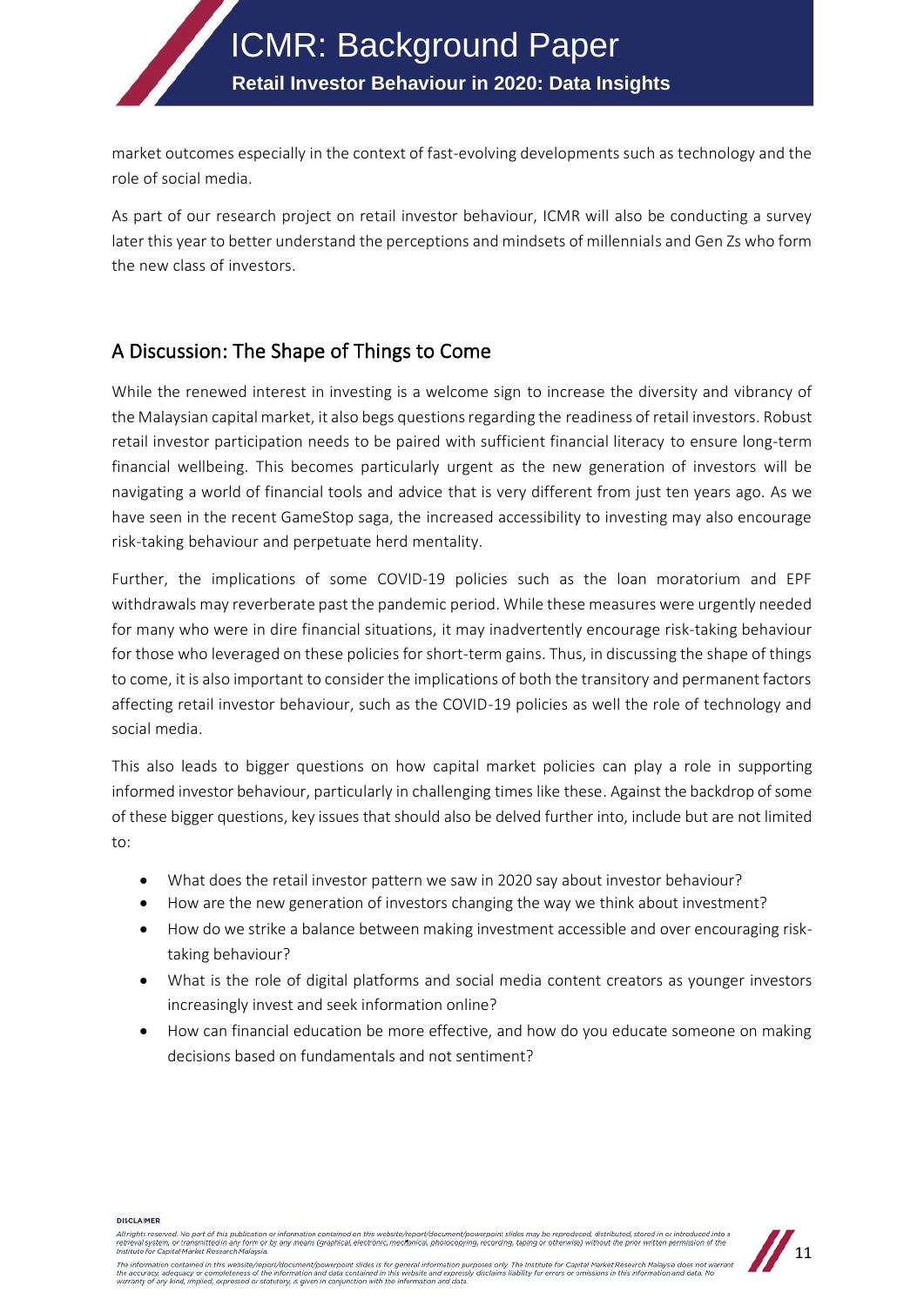market outcomes especially in the context of fast-evolving developments such as technology and the role of social media.

As part of our research project on retail investor behaviour, ICMR will also be conducting a survey later this year to better understand the perceptions and mindsets of millennials and Gen Zs who form the new class of investors.

## A Discussion: The Shape of Things to Come

While the renewed interest in investing is a welcome sign to increase the diversity and vibrancy of the Malaysian capital market, it also begs questions regarding the readiness of retail investors. Robust retail investor participation needs to be paired with sufficient financial literacy to ensure long-term financial wellbeing. This becomes particularly urgent as the new generation of investors will be navigating a world of financial tools and advice that is very different from just ten years ago. As we have seen in the recent GameStop saga, the increased accessibility to investing may also encourage risk-taking behaviour and perpetuate herd mentality.

Further, the implications of some COVID-19 policies such as the loan moratorium and EPF withdrawals may reverberate past the pandemic period. While these measures were urgently needed for many who were in dire financial situations, it may inadvertently encourage risk-taking behaviour for those who leveraged on these policies for short-term gains. Thus, in discussing the shape of things to come, it is also important to consider the implications of both the transitory and permanent factors affecting retail investor behaviour, such as the COVID-19 policies as well the role of technology and social media.

This also leads to bigger questions on how capital market policies can play a role in supporting informed investor behaviour, particularly in challenging times like these. Against the backdrop of some of these bigger questions, key issues that should also be delved further into, include but are not limited to:

- What does the retail investor pattern we saw in 2020 say about investor behaviour?
- How are the new generation of investors changing the way we think about investment?
- How do we strike a balance between making investment accessible and over encouraging risk-taking behaviour?
- What is the role of digital platforms and social media content creators as younger investors increasingly invest and seek information online?
- How can financial education be more effective, and how do you educate someone on making decisions based on fundamentals and not sentiment?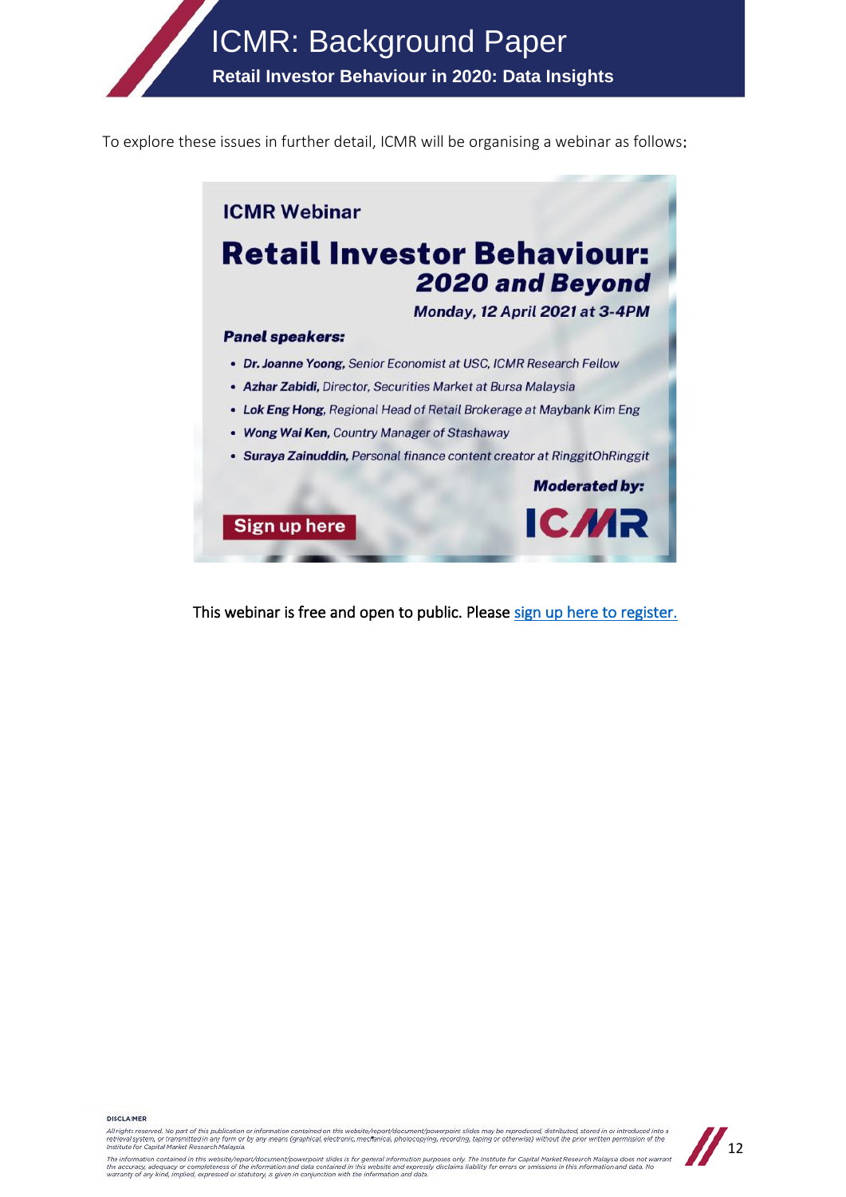To explore these issues in further detail, ICMR will be organising a webinar as follows:

**ICMR Webinar**

# Retail Investor Behaviour: *2020 and Beyond*

**Monday, 12 April 2021 at 3-4PM**

***Panel speakers:***

- ***Dr. Joanne Yoong,*** *Senior Economist at USC, ICMR Research Fellow*
- ***Azhar Zabidi,*** *Director, Securities Market at Bursa Malaysia*
- ***Lok Eng Hong,*** *Regional Head of Retail Brokerage at Maybank Kim Eng*
- ***Wong Wai Ken,*** *Country Manager of Stashaway*
- ***Suraya Zainuddin,*** *Personal finance content creator at RinggitOhRinggit*

***Moderated by:*** ICMR

**Sign up here**

This webinar is free and open to public. Please sign up here to register.

**DISCLAIMER**

*All rights reserved. No part of this publication or information contained on this website/report/document/powerpoint slides may be reproduced, distributed, stored in or introduced into a retrieval system, or transmitted in any form or by any means (graphical, electronic, mechanical, photocopying, recording, taping or otherwise) without the prior written permission of the Institute for Capital Market Research Malaysia.*

*The information contained in this website/report/document/powerpoint slides is for general information purposes only. The Institute for Capital Market Research Malaysia does not warrant the accuracy, adequacy or completeness of the information and data contained in this website and expressly disclaims liability for errors or omissions in this information and data. No warranty of any kind, implied, expressed or statutory, is given in conjunction with the information and data.*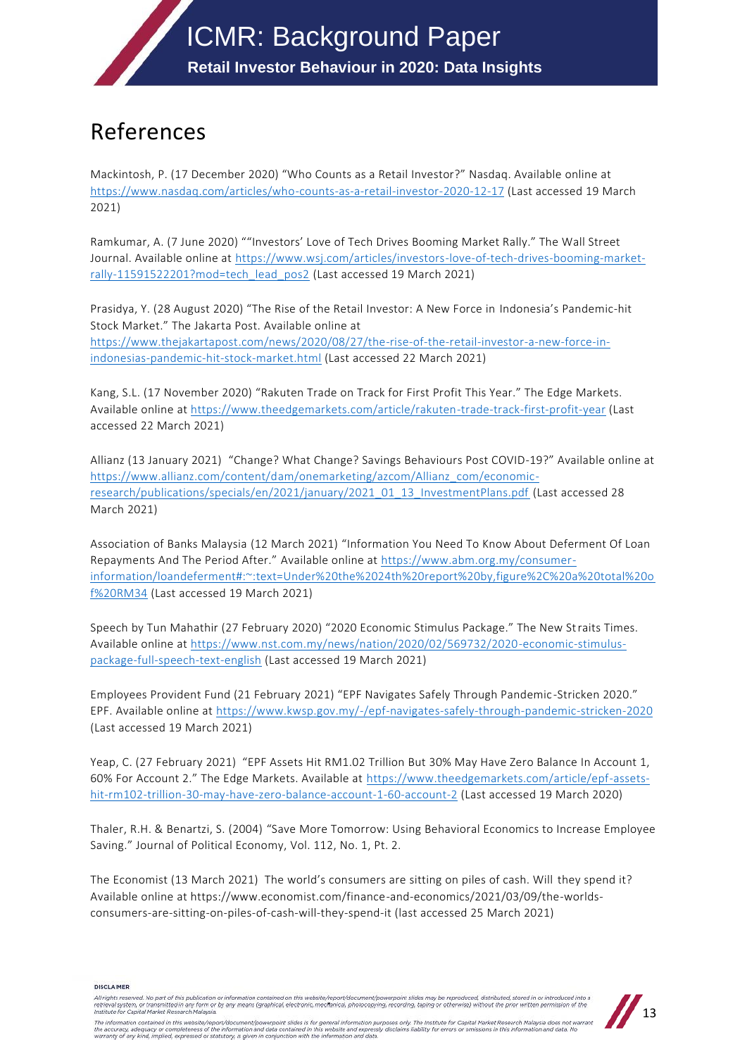# References

Mackintosh, P. (17 December 2020) "Who Counts as a Retail Investor?" Nasdaq. Available online at https://www.nasdaq.com/articles/who-counts-as-a-retail-investor-2020-12-17 (Last accessed 19 March 2021)

Ramkumar, A. (7 June 2020) ""Investors' Love of Tech Drives Booming Market Rally." The Wall Street Journal. Available online at https://www.wsj.com/articles/investors-love-of-tech-drives-booming-market-rally-11591522201?mod=tech_lead_pos2 (Last accessed 19 March 2021)

Prasidya, Y. (28 August 2020) "The Rise of the Retail Investor: A New Force in Indonesia's Pandemic-hit Stock Market." The Jakarta Post. Available online at https://www.thejakartapost.com/news/2020/08/27/the-rise-of-the-retail-investor-a-new-force-in-indonesias-pandemic-hit-stock-market.html (Last accessed 22 March 2021)

Kang, S.L. (17 November 2020) "Rakuten Trade on Track for First Profit This Year." The Edge Markets. Available online at https://www.theedgemarkets.com/article/rakuten-trade-track-first-profit-year (Last accessed 22 March 2021)

Allianz (13 January 2021) "Change? What Change? Savings Behaviours Post COVID-19?" Available online at https://www.allianz.com/content/dam/onemarketing/azcom/Allianz_com/economic-research/publications/specials/en/2021/january/2021_01_13_InvestmentPlans.pdf (Last accessed 28 March 2021)

Association of Banks Malaysia (12 March 2021) "Information You Need To Know About Deferment Of Loan Repayments And The Period After." Available online at https://www.abm.org.my/consumer-information/loandeferment#:~:text=Under%20the%2024th%20report%20by,figure%2C%20a%20total%20of%20RM34 (Last accessed 19 March 2021)

Speech by Tun Mahathir (27 February 2020) "2020 Economic Stimulus Package." The New Straits Times. Available online at https://www.nst.com.my/news/nation/2020/02/569732/2020-economic-stimulus-package-full-speech-text-english (Last accessed 19 March 2021)

Employees Provident Fund (21 February 2021) "EPF Navigates Safely Through Pandemic-Stricken 2020." EPF. Available online at https://www.kwsp.gov.my/-/epf-navigates-safely-through-pandemic-stricken-2020 (Last accessed 19 March 2021)

Yeap, C. (27 February 2021) "EPF Assets Hit RM1.02 Trillion But 30% May Have Zero Balance In Account 1, 60% For Account 2." The Edge Markets. Available at https://www.theedgemarkets.com/article/epf-assets-hit-rm102-trillion-30-may-have-zero-balance-account-1-60-account-2 (Last accessed 19 March 2020)

Thaler, R.H. & Benartzi, S. (2004) "Save More Tomorrow: Using Behavioral Economics to Increase Employee Saving." Journal of Political Economy, Vol. 112, No. 1, Pt. 2.

The Economist (13 March 2021) The world's consumers are sitting on piles of cash. Will they spend it? Available online at https://www.economist.com/finance-and-economics/2021/03/09/the-worlds-consumers-are-sitting-on-piles-of-cash-will-they-spend-it (last accessed 25 March 2021)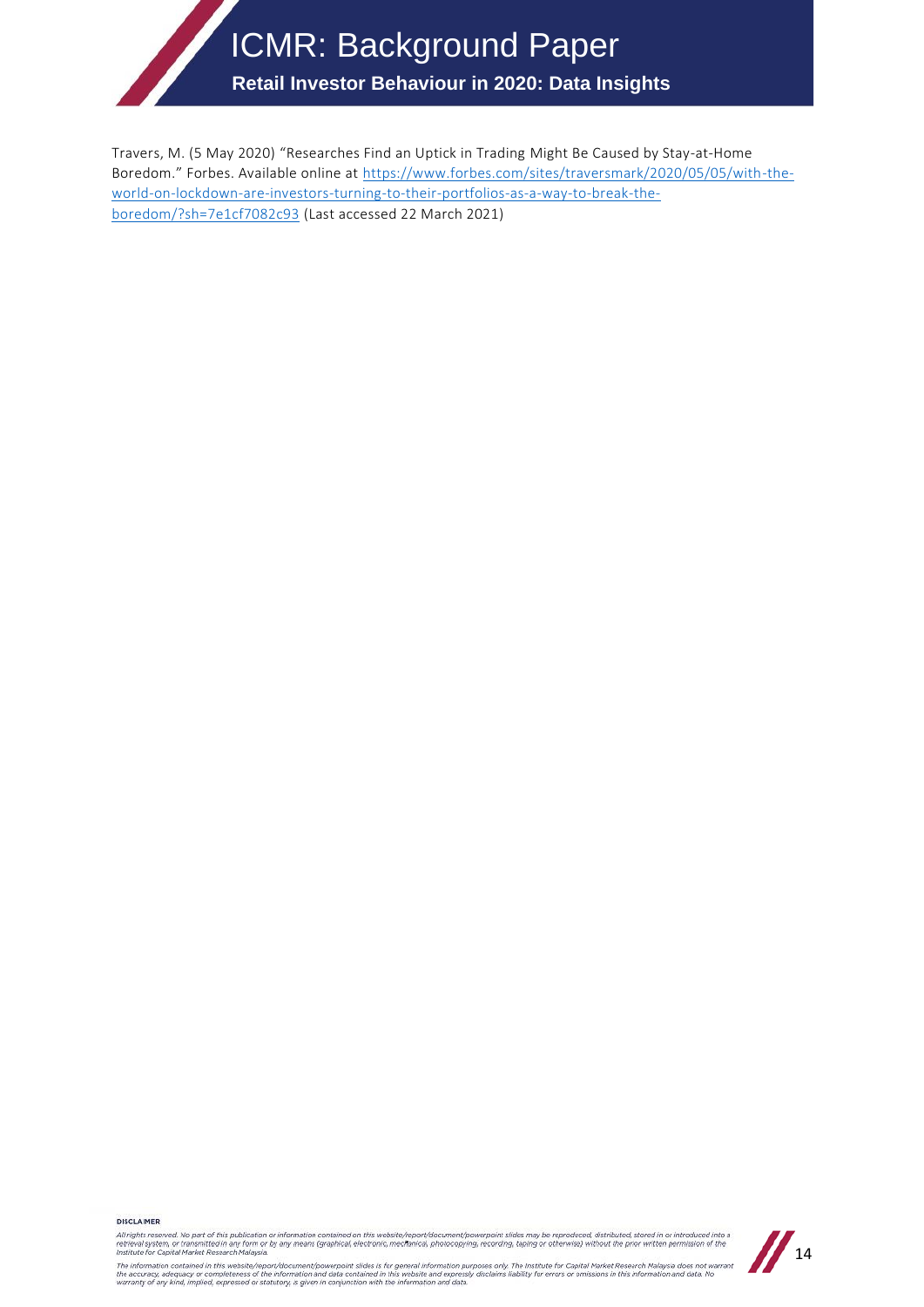Travers, M. (5 May 2020) "Researches Find an Uptick in Trading Might Be Caused by Stay-at-Home Boredom." Forbes. Available online at https://www.forbes.com/sites/traversmark/2020/05/05/with-the-world-on-lockdown-are-investors-turning-to-their-portfolios-as-a-way-to-break-the-boredom/?sh=7e1cf7082c93 (Last accessed 22 March 2021)